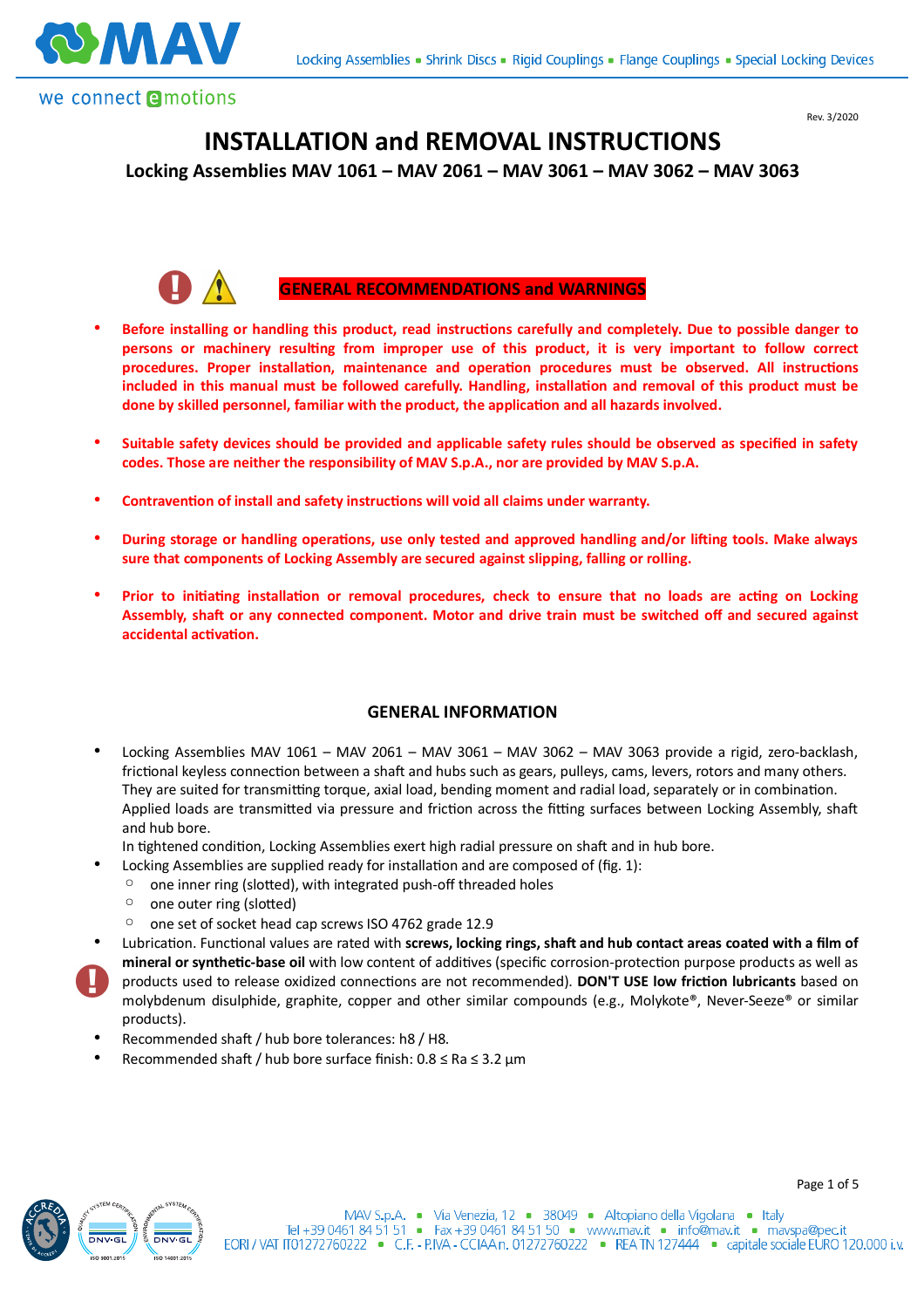Rev. 3/2020

# INSTALLATION and REMOVAL INSTRUCTIONS

## Locking Assemblies MAV 1061 – MAV 2061 – MAV 3061 – MAV 3062 – MAV 3063

### GENERAL RECOMMENDATIONS and WARNINGS

- **Before installing or handling this product, read instructions carefully and completely. Due to possible danger to persons or machinery resulting from improper use of this product, it is very important to follow correct procedures. Proper installation, maintenance and operation procedures must be observed. All instructions included in this manual must be followed carefully. Handling, installation and removal of this product must be done by skilled personnel, familiar with the product, the application and all hazards involved.**

- **Suitable safety devices should be provided and applicable safety rules should be observed as specified in safety codes. Those are neither the responsibility of MAV S.p.A., nor are provided by MAV S.p.A.**

- **Contravention of install and safety instructions will void all claims under warranty.**

- **During storage or handling operations, use only tested and approved handling and/or lifting tools. Make always sure that components of Locking Assembly are secured against slipping, falling or rolling.**

- **Prior to initiating installation or removal procedures, check to ensure that no loads are acting on Locking Assembly, shaft or any connected component. Motor and drive train must be switched off and secured against accidental activation.**

### GENERAL INFORMATION

- Locking Assemblies MAV 1061 – MAV 2061 – MAV 3061 – MAV 3062 – MAV 3063 provide a rigid, zero-backlash, frictional keyless connection between a shaft and hubs such as gears, pulleys, cams, levers, rotors and many others. They are suited for transmitting torque, axial load, bending moment and radial load, separately or in combination. Applied loads are transmitted via pressure and friction across the fitting surfaces between Locking Assembly, shaft and hub bore.
  In tightened condition, Locking Assemblies exert high radial pressure on shaft and in hub bore.
- Locking Assemblies are supplied ready for installation and are composed of (fig. 1):
  - one inner ring (slotted), with integrated push-off threaded holes
  - one outer ring (slotted)
  - one set of socket head cap screws ISO 4762 grade 12.9
- Lubrication. Functional values are rated with **screws, locking rings, shaft and hub contact areas coated with a film of mineral or synthetic-base oil** with low content of additives (specific corrosion-protection purpose products as well as products used to release oxidized connections are not recommended). **DON'T USE low friction lubricants** based on molybdenum disulphide, graphite, copper and other similar compounds (e.g., Molykote®, Never-Seeze® or similar products).
- Recommended shaft / hub bore tolerances: h8 / H8.
- Recommended shaft / hub bore surface finish: 0.8 ≤ Ra ≤ 3.2 µm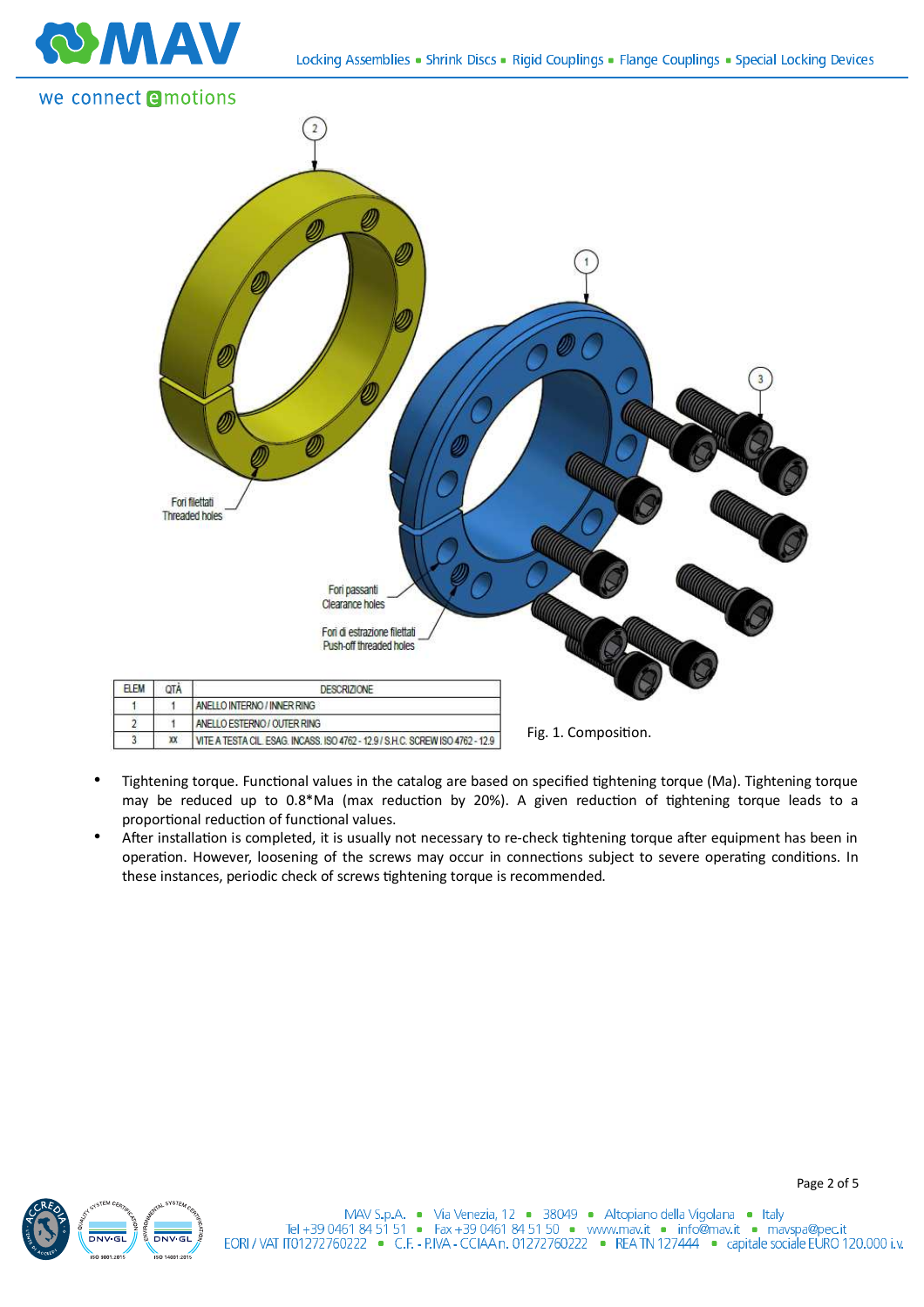Fori filettati
Threaded holes

Fori passanti
Clearance holes

Fori di estrazione filettati
Push-off threaded holes

| ELEM | QTÀ | DESCRIZIONE |
|---|---|---|
| 1 | 1 | ANELLO INTERNO / INNER RING |
| 2 | 1 | ANELLO ESTERNO / OUTER RING |
| 3 | xx | VITE A TESTA CIL. ESAG. INCASS. ISO 4762 - 12.9 / S.H.C. SCREW ISO 4762 - 12.9 |

Fig. 1. Composition.

- Tightening torque. Functional values in the catalog are based on specified tightening torque (Ma). Tightening torque may be reduced up to 0.8*Ma (max reduction by 20%). A given reduction of tightening torque leads to a proportional reduction of functional values.
- After installation is completed, it is usually not necessary to re-check tightening torque after equipment has been in operation. However, loosening of the screws may occur in connections subject to severe operating conditions. In these instances, periodic check of screws tightening torque is recommended.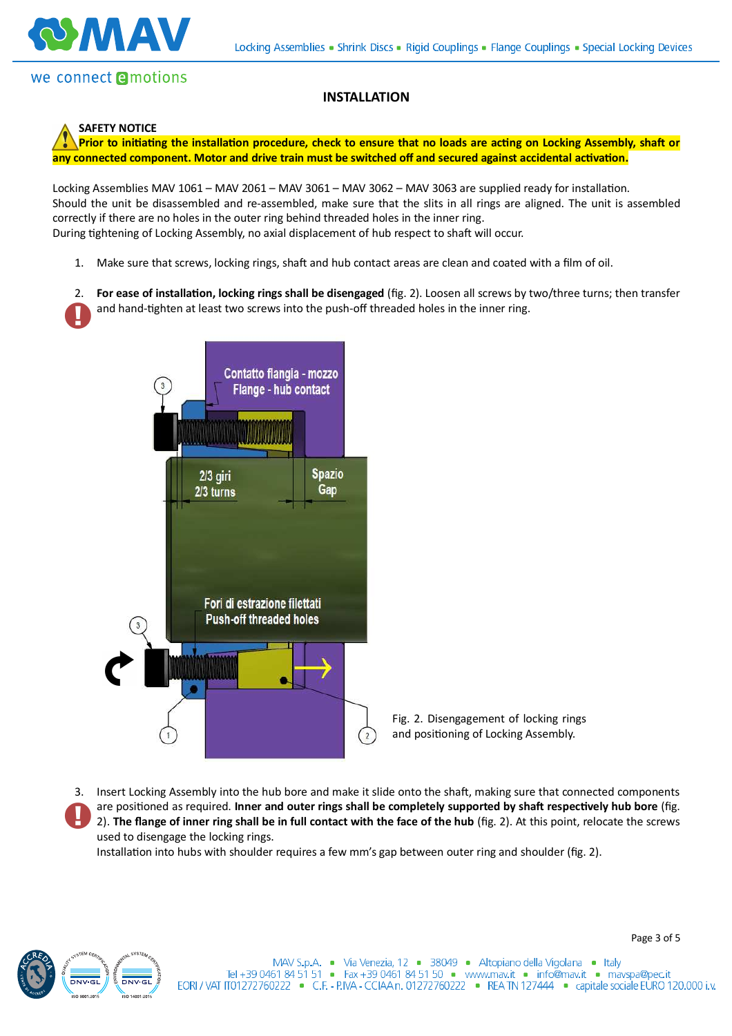# INSTALLATION

**SAFETY NOTICE**
**Prior to initiating the installation procedure, check to ensure that no loads are acting on Locking Assembly, shaft or any connected component. Motor and drive train must be switched off and secured against accidental activation.**

Locking Assemblies MAV 1061 – MAV 2061 – MAV 3061 – MAV 3062 – MAV 3063 are supplied ready for installation.
Should the unit be disassembled and re-assembled, make sure that the slits in all rings are aligned. The unit is assembled correctly if there are no holes in the outer ring behind threaded holes in the inner ring.
During tightening of Locking Assembly, no axial displacement of hub respect to shaft will occur.

1. Make sure that screws, locking rings, shaft and hub contact areas are clean and coated with a film of oil.

2. **For ease of installation, locking rings shall be disengaged** (fig. 2). Loosen all screws by two/three turns; then transfer and hand-tighten at least two screws into the push-off threaded holes in the inner ring.

Contatto flangia - mozzo
Flange - hub contact
2/3 giri
2/3 turns
Spazio
Gap
Fori di estrazione filettati
Push-off threaded holes
3
3
1
2

Fig. 2. Disengagement of locking rings and positioning of Locking Assembly.

3. Insert Locking Assembly into the hub bore and make it slide onto the shaft, making sure that connected components are positioned as required. **Inner and outer rings shall be completely supported by shaft respectively hub bore** (fig. 2). **The flange of inner ring shall be in full contact with the face of the hub** (fig. 2). At this point, relocate the screws used to disengage the locking rings.
Installation into hubs with shoulder requires a few mm's gap between outer ring and shoulder (fig. 2).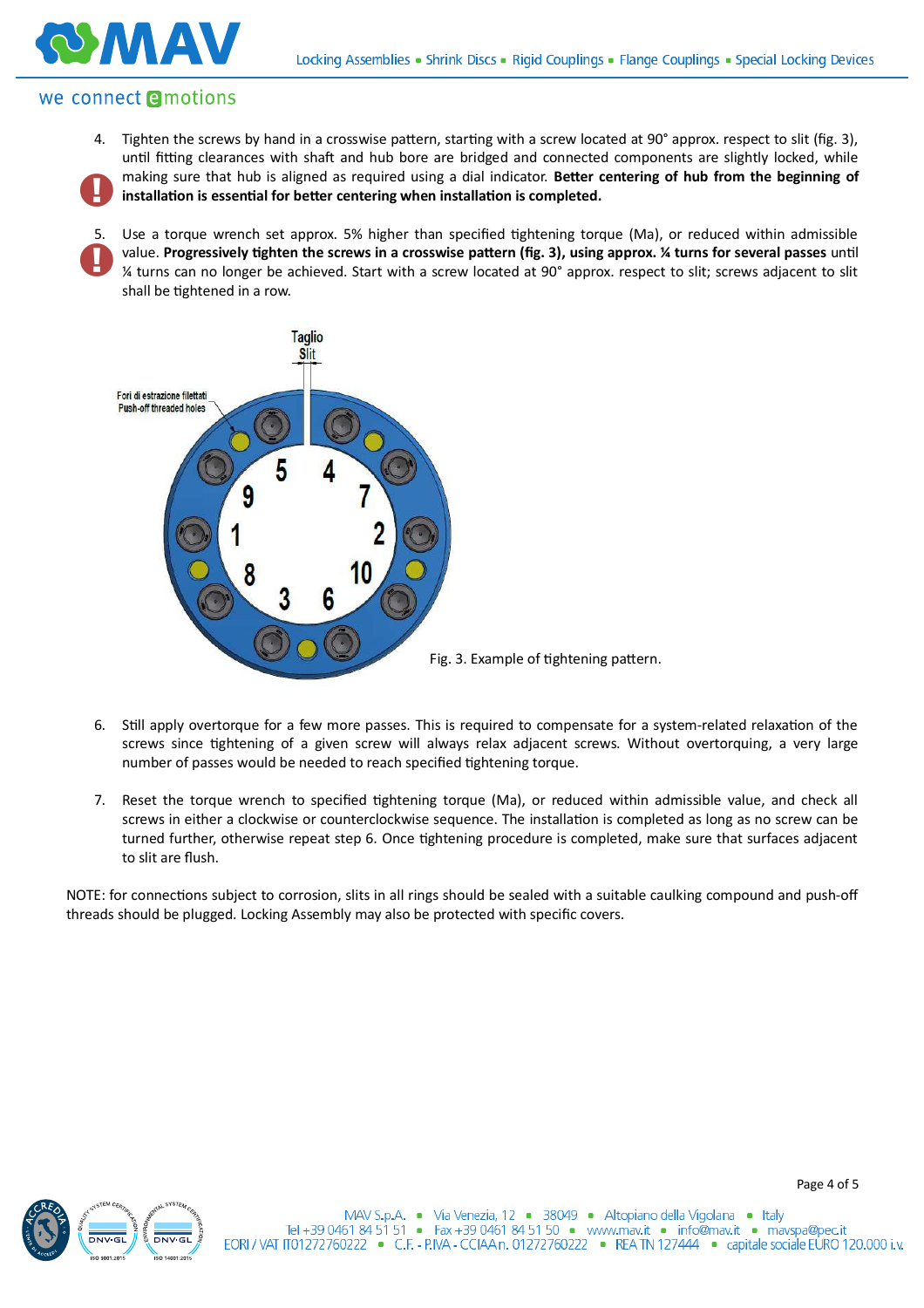4. Tighten the screws by hand in a crosswise pattern, starting with a screw located at 90° approx. respect to slit (fig. 3), until fitting clearances with shaft and hub bore are bridged and connected components are slightly locked, while making sure that hub is aligned as required using a dial indicator. **Better centering of hub from the beginning of installation is essential for better centering when installation is completed.**

5. Use a torque wrench set approx. 5% higher than specified tightening torque (Ma), or reduced within admissible value. **Progressively tighten the screws in a crosswise pattern (fig. 3), using approx. ¼ turns for several passes** until ¼ turns can no longer be achieved. Start with a screw located at 90° approx. respect to slit; screws adjacent to slit shall be tightened in a row.

Taglio
Slit

Fori di estrazione filettati
Push-off threaded holes

5 4 9 7 1 2 8 10 3 6

Fig. 3. Example of tightening pattern.

6. Still apply overtorque for a few more passes. This is required to compensate for a system-related relaxation of the screws since tightening of a given screw will always relax adjacent screws. Without overtorquing, a very large number of passes would be needed to reach specified tightening torque.

7. Reset the torque wrench to specified tightening torque (Ma), or reduced within admissible value, and check all screws in either a clockwise or counterclockwise sequence. The installation is completed as long as no screw can be turned further, otherwise repeat step 6. Once tightening procedure is completed, make sure that surfaces adjacent to slit are flush.

NOTE: for connections subject to corrosion, slits in all rings should be sealed with a suitable caulking compound and push-off threads should be plugged. Locking Assembly may also be protected with specific covers.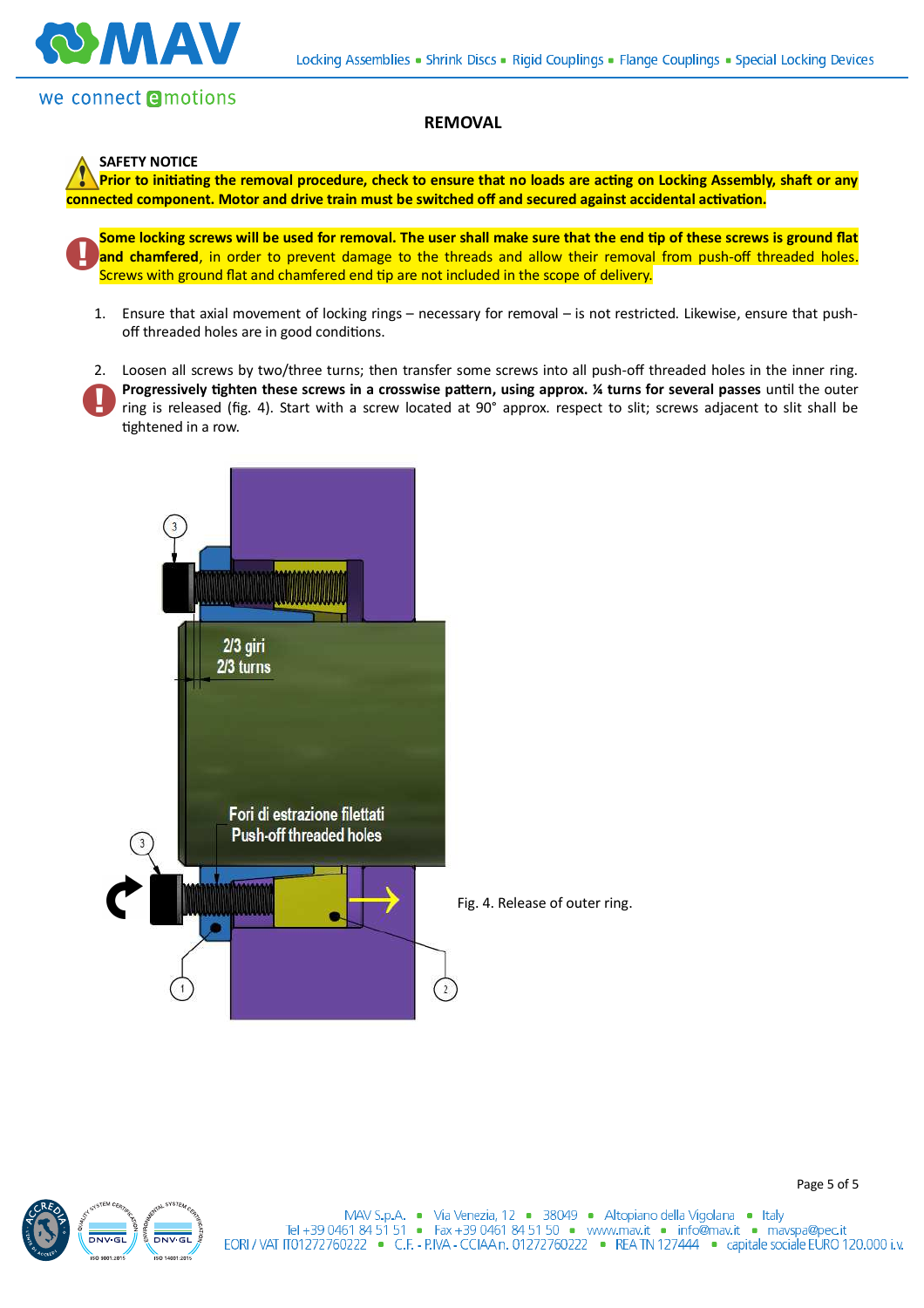## REMOVAL

**SAFETY NOTICE**

**Prior to initiating the removal procedure, check to ensure that no loads are acting on Locking Assembly, shaft or any connected component. Motor and drive train must be switched off and secured against accidental activation.**

**Some locking screws will be used for removal. The user shall make sure that the end tip of these screws is ground flat and chamfered**, in order to prevent damage to the threads and allow their removal from push-off threaded holes. Screws with ground flat and chamfered end tip are not included in the scope of delivery.

1. Ensure that axial movement of locking rings – necessary for removal – is not restricted. Likewise, ensure that push-off threaded holes are in good conditions.

2. Loosen all screws by two/three turns; then transfer some screws into all push-off threaded holes in the inner ring. **Progressively tighten these screws in a crosswise pattern, using approx. ¼ turns for several passes** until the outer ring is released (fig. 4). Start with a screw located at 90° approx. respect to slit; screws adjacent to slit shall be tightened in a row.

3

2/3 giri
2/3 turns

Fori di estrazione filettati
Push-off threaded holes

3

1

2

Fig. 4. Release of outer ring.